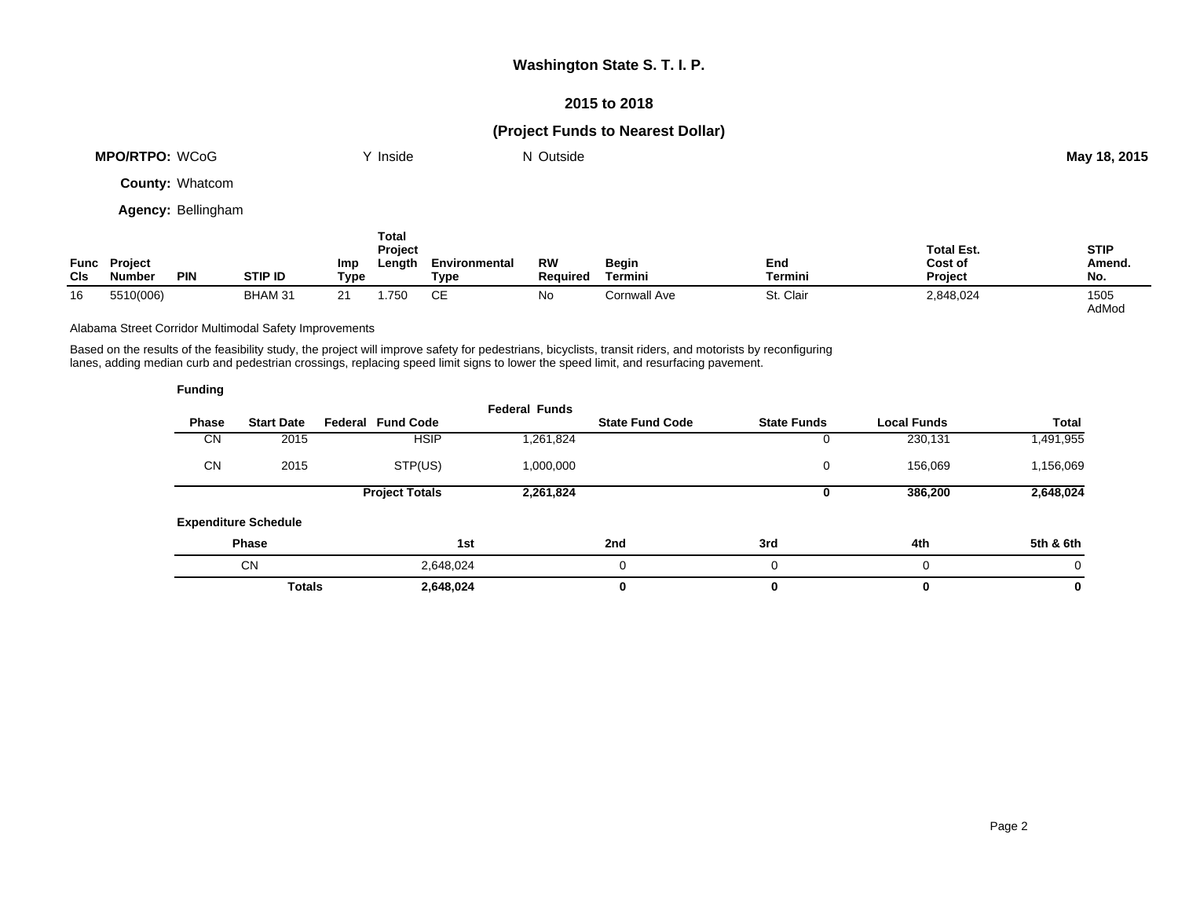# Washington State S. T. I. P.

## 2015 to 2018

## (Project Funds to Nearest Dollar)

**MPO/RTPO:** WCoG Y Inside N Outside **May 18, 2015**

**County:** Whatcom

**Agency:** Bellingham

| Func Cls | Project Number | PIN | STIP ID | Imp Type | Total Project Length | Environmental Type | RW Required | Begin Termini | End Termini | Total Est. Cost of Project | STIP Amend. No. |
|---|---|---|---|---|---|---|---|---|---|---|---|
| 16 | 5510(006) | | BHAM 31 | 21 | 1.750 | CE | No | Cornwall Ave | St. Clair | 2,848,024 | 1505 AdMod |

Alabama Street Corridor Multimodal Safety Improvements

Based on the results of the feasibility study, the project will improve safety for pedestrians, bicyclists, transit riders, and motorists by reconfiguring lanes, adding median curb and pedestrian crossings, replacing speed limit signs to lower the speed limit, and resurfacing pavement.

**Funding**

| Phase | Start Date | Federal Fund Code | Federal Funds | State Fund Code | State Funds | Local Funds | Total |
|---|---|---|---|---|---|---|---|
| CN | 2015 | HSIP | 1,261,824 | | 0 | 230,131 | 1,491,955 |
| CN | 2015 | STP(US) | 1,000,000 | | 0 | 156,069 | 1,156,069 |
| | | **Project Totals** | **2,261,824** | | **0** | **386,200** | **2,648,024** |

**Expenditure Schedule**

| Phase | 1st | 2nd | 3rd | 4th | 5th & 6th |
|---|---|---|---|---|---|
| CN | 2,648,024 | 0 | 0 | 0 | 0 |
| **Totals** | **2,648,024** | **0** | **0** | **0** | **0** |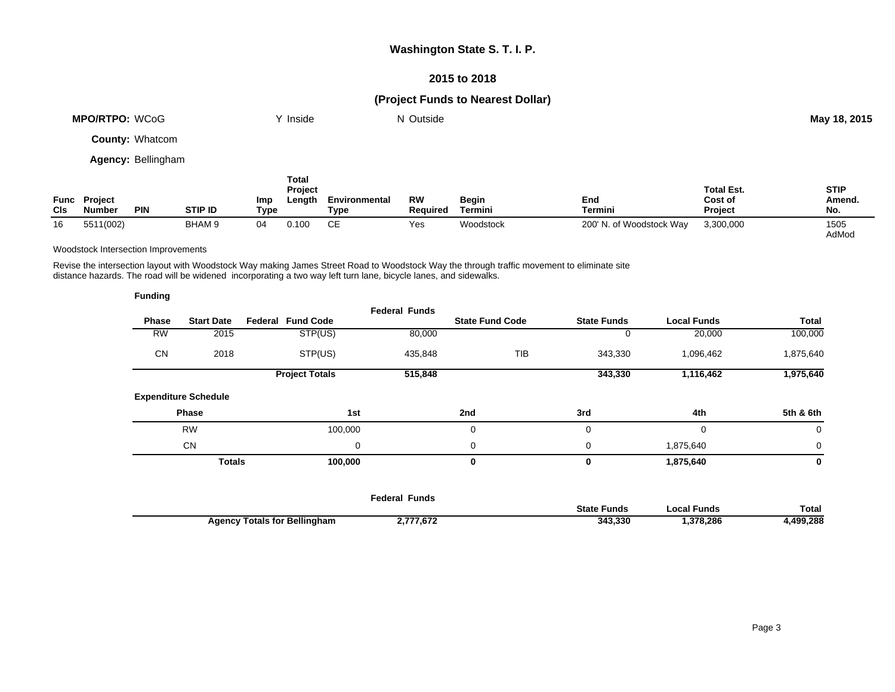# Washington State S. T. I. P.

## 2015 to 2018

## (Project Funds to Nearest Dollar)

**MPO/RTPO:** WCoG Y Inside N Outside **May 18, 2015**

**County:** Whatcom

**Agency:** Bellingham

| Func Cls | Project Number | PIN | STIP ID | Imp Type | Total Project Length | Environmental Type | RW Required | Begin Termini | End Termini | Total Est. Cost of Project | STIP Amend. No. |
|---|---|---|---|---|---|---|---|---|---|---|---|
| 16 | 5511(002) | | BHAM 9 | 04 | 0.100 | CE | Yes | Woodstock | 200' N. of Woodstock Way | 3,300,000 | 1505 AdMod |

Woodstock Intersection Improvements

Revise the intersection layout with Woodstock Way making James Street Road to Woodstock Way the through traffic movement to eliminate site distance hazards. The road will be widened incorporating a two way left turn lane, bicycle lanes, and sidewalks.

**Funding**

| Phase | Start Date | Federal Fund Code | Federal Funds | State Fund Code | State Funds | Local Funds | Total |
|---|---|---|---|---|---|---|---|
| RW | 2015 | STP(US) | 80,000 | | 0 | 20,000 | 100,000 |
| CN | 2018 | STP(US) | 435,848 | TIB | 343,330 | 1,096,462 | 1,875,640 |
| | | **Project Totals** | **515,848** | | **343,330** | **1,116,462** | **1,975,640** |

**Expenditure Schedule**

| Phase | 1st | 2nd | 3rd | 4th | 5th & 6th |
|---|---|---|---|---|---|
| RW | 100,000 | 0 | 0 | 0 | 0 |
| CN | 0 | 0 | 0 | 1,875,640 | 0 |
| **Totals** | **100,000** | **0** | **0** | **1,875,640** | **0** |

| | Federal Funds | State Funds | Local Funds | Total |
|---|---|---|---|---|
| **Agency Totals for Bellingham** | **2,777,672** | **343,330** | **1,378,286** | **4,499,288** |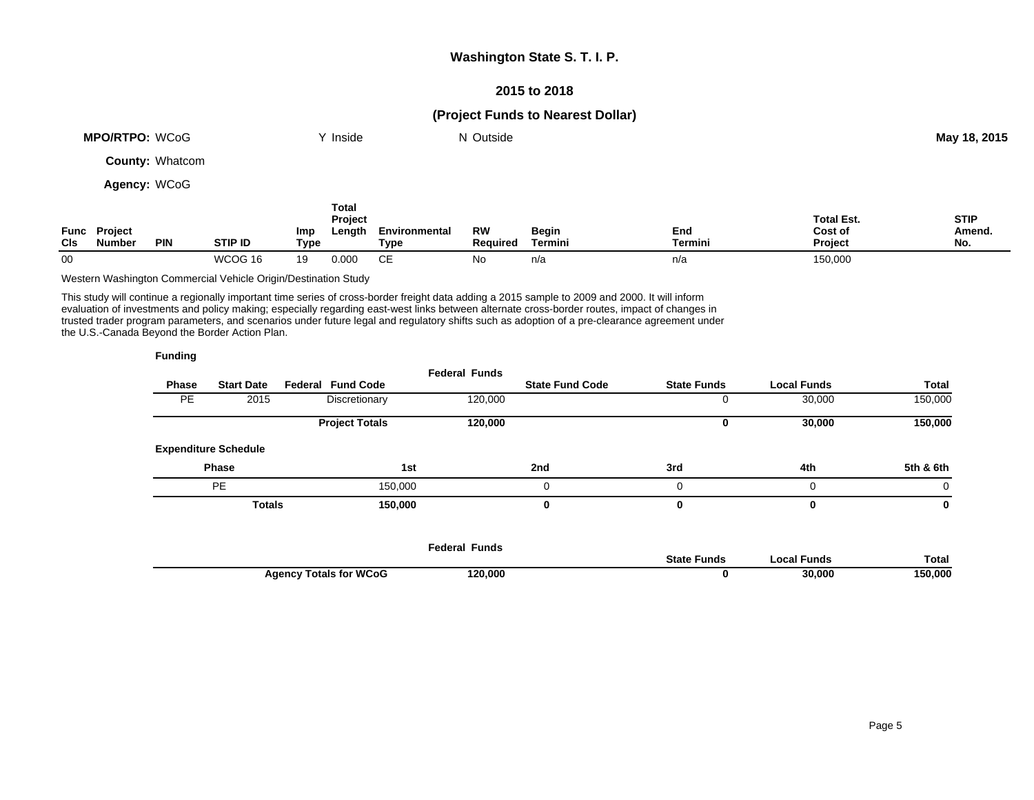# Washington State S. T. I. P.

## 2015 to 2018

## (Project Funds to Nearest Dollar)

**MPO/RTPO:** WCoG  Y Inside  N Outside  **May 18, 2015**

**County:** Whatcom

**Agency:** WCoG

| Func Cls | Project Number | PIN | STIP ID | Imp Type | Total Project Length | Environmental Type | RW Required | Begin Termini | End Termini | Total Est. Cost of Project | STIP Amend. No. |
|---|---|---|---|---|---|---|---|---|---|---|---|
| 00 | | | WCOG 16 | 19 | 0.000 | CE | No | n/a | n/a | 150,000 | |

Western Washington Commercial Vehicle Origin/Destination Study

This study will continue a regionally important time series of cross-border freight data adding a 2015 sample to 2009 and 2000. It will inform evaluation of investments and policy making; especially regarding east-west links between alternate cross-border routes, impact of changes in trusted trader program parameters, and scenarios under future legal and regulatory shifts such as adoption of a pre-clearance agreement under the U.S.-Canada Beyond the Border Action Plan.

**Funding**

| Phase | Start Date | Federal Fund Code | Federal Funds | State Fund Code | State Funds | Local Funds | Total |
|---|---|---|---|---|---|---|---|
| PE | 2015 | Discretionary | 120,000 | | 0 | 30,000 | 150,000 |
| | | **Project Totals** | **120,000** | | **0** | **30,000** | **150,000** |

**Expenditure Schedule**

| Phase | 1st | 2nd | 3rd | 4th | 5th & 6th |
|---|---|---|---|---|---|
| PE | 150,000 | 0 | 0 | 0 | 0 |
| **Totals** | **150,000** | **0** | **0** | **0** | **0** |

| | Federal Funds | State Funds | Local Funds | Total |
|---|---|---|---|---|
| **Agency Totals for WCoG** | **120,000** | **0** | **30,000** | **150,000** |